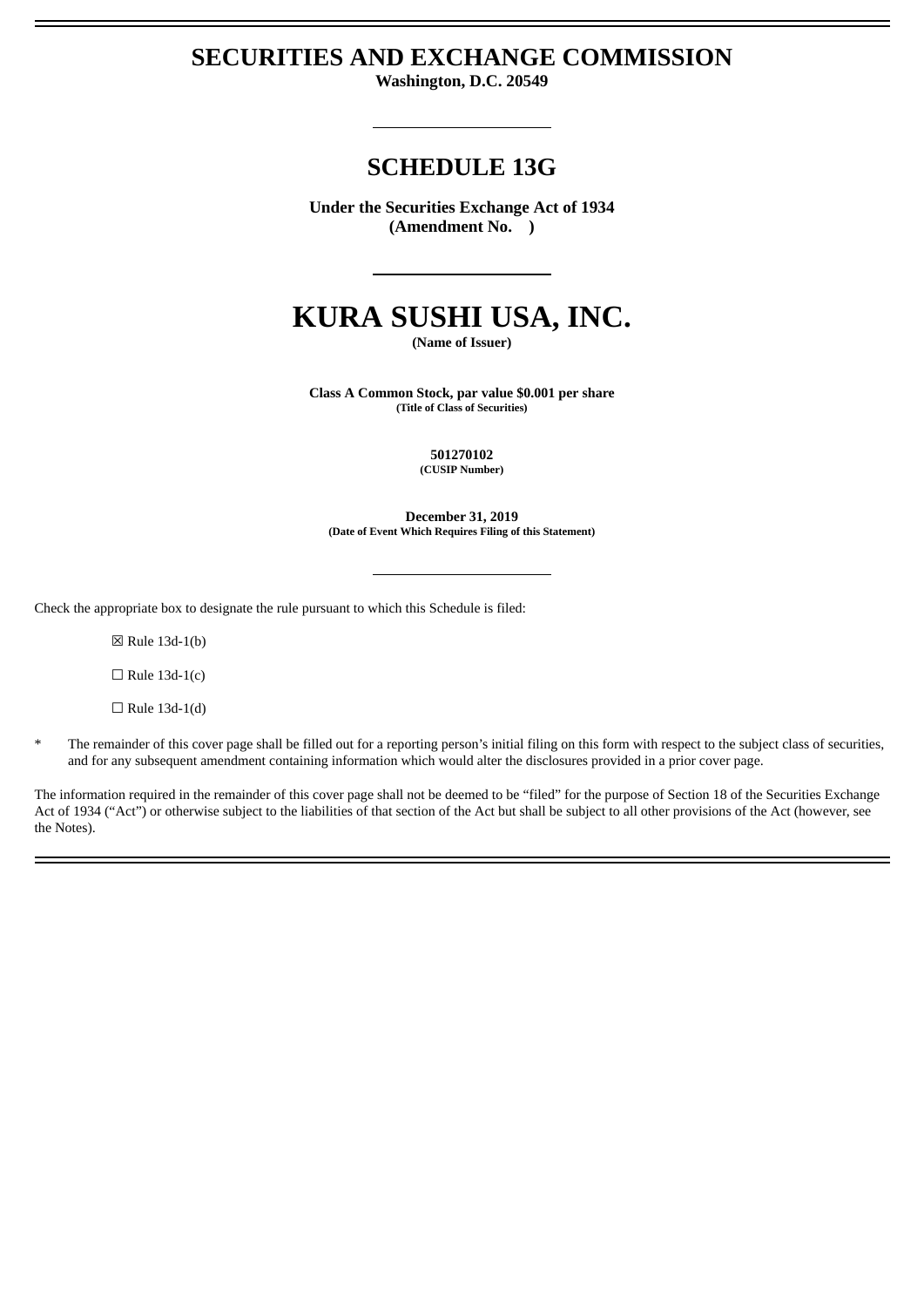# SECURITIES AND EXCHANGE COMMISSION

**Washington, D.C. 20549**

---

## SCHEDULE 13G

**Under the Securities Exchange Act of 1934**
**(Amendment No. )**

---

# KURA SUSHI USA, INC.

**(Name of Issuer)**

**Class A Common Stock, par value $0.001 per share**
**(Title of Class of Securities)**

**501270102**
**(CUSIP Number)**

**December 31, 2019**
**(Date of Event Which Requires Filing of this Statement)**

---

Check the appropriate box to designate the rule pursuant to which this Schedule is filed:

☒ Rule 13d-1(b)

☐ Rule 13d-1(c)

☐ Rule 13d-1(d)

\* The remainder of this cover page shall be filled out for a reporting person's initial filing on this form with respect to the subject class of securities, and for any subsequent amendment containing information which would alter the disclosures provided in a prior cover page.

The information required in the remainder of this cover page shall not be deemed to be "filed" for the purpose of Section 18 of the Securities Exchange Act of 1934 ("Act") or otherwise subject to the liabilities of that section of the Act but shall be subject to all other provisions of the Act (however, see the Notes).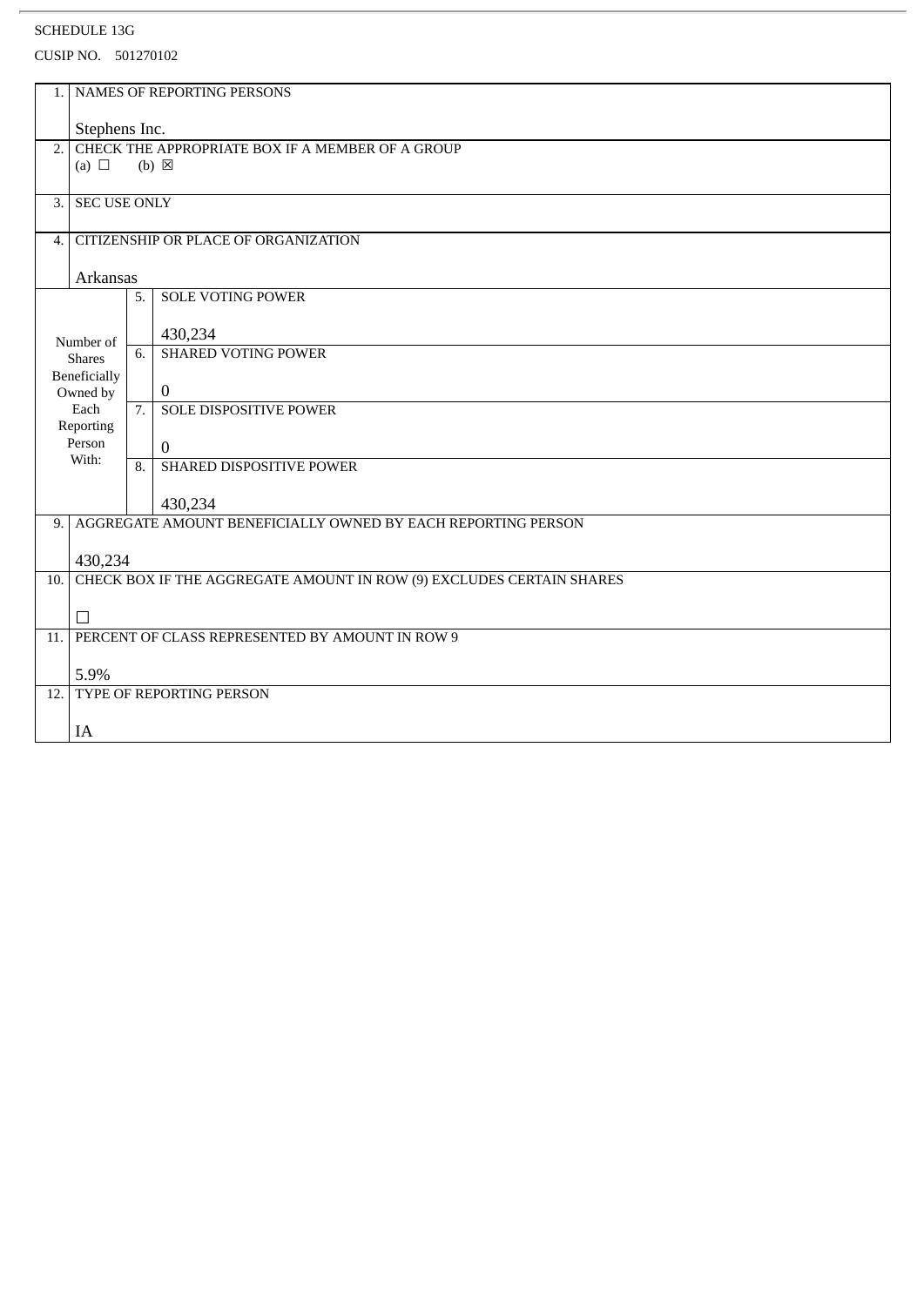SCHEDULE 13G

CUSIP NO. 501270102

| | | | |
|---|---|---|---|
| 1. | NAMES OF REPORTING PERSONS<br><br>Stephens Inc. | | |
| 2. | CHECK THE APPROPRIATE BOX IF A MEMBER OF A GROUP<br>(a) ☐ (b) ☒ | | |
| 3. | SEC USE ONLY | | |
| 4. | CITIZENSHIP OR PLACE OF ORGANIZATION<br><br>Arkansas | | |
| Number of Shares Beneficially Owned by Each Reporting Person With: | | 5. | SOLE VOTING POWER<br><br>430,234 |
| | | 6. | SHARED VOTING POWER<br><br>0 |
| | | 7. | SOLE DISPOSITIVE POWER<br><br>0 |
| | | 8. | SHARED DISPOSITIVE POWER<br><br>430,234 |
| 9. | AGGREGATE AMOUNT BENEFICIALLY OWNED BY EACH REPORTING PERSON<br><br>430,234 | | |
| 10. | CHECK BOX IF THE AGGREGATE AMOUNT IN ROW (9) EXCLUDES CERTAIN SHARES<br><br>☐ | | |
| 11. | PERCENT OF CLASS REPRESENTED BY AMOUNT IN ROW 9<br><br>5.9% | | |
| 12. | TYPE OF REPORTING PERSON<br><br>IA | | |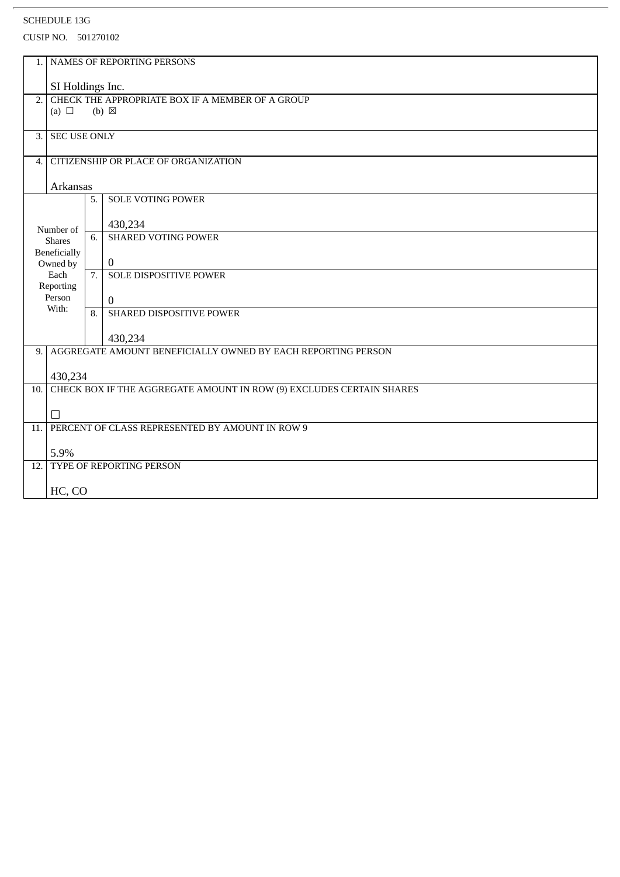SCHEDULE 13G

CUSIP NO. 501270102

| | | | |
|---|---|---|---|
| 1. | NAMES OF REPORTING PERSONS<br><br>SI Holdings Inc. | | |
| 2. | CHECK THE APPROPRIATE BOX IF A MEMBER OF A GROUP<br>(a) ☐ (b) ☒ | | |
| 3. | SEC USE ONLY | | |
| 4. | CITIZENSHIP OR PLACE OF ORGANIZATION<br><br>Arkansas | | |
| Number of Shares Beneficially Owned by Each Reporting Person With: | | 5. | SOLE VOTING POWER<br><br>430,234 |
| | | 6. | SHARED VOTING POWER<br><br>0 |
| | | 7. | SOLE DISPOSITIVE POWER<br><br>0 |
| | | 8. | SHARED DISPOSITIVE POWER<br><br>430,234 |
| 9. | AGGREGATE AMOUNT BENEFICIALLY OWNED BY EACH REPORTING PERSON<br><br>430,234 | | |
| 10. | CHECK BOX IF THE AGGREGATE AMOUNT IN ROW (9) EXCLUDES CERTAIN SHARES<br><br>☐ | | |
| 11. | PERCENT OF CLASS REPRESENTED BY AMOUNT IN ROW 9<br><br>5.9% | | |
| 12. | TYPE OF REPORTING PERSON<br><br>HC, CO | | |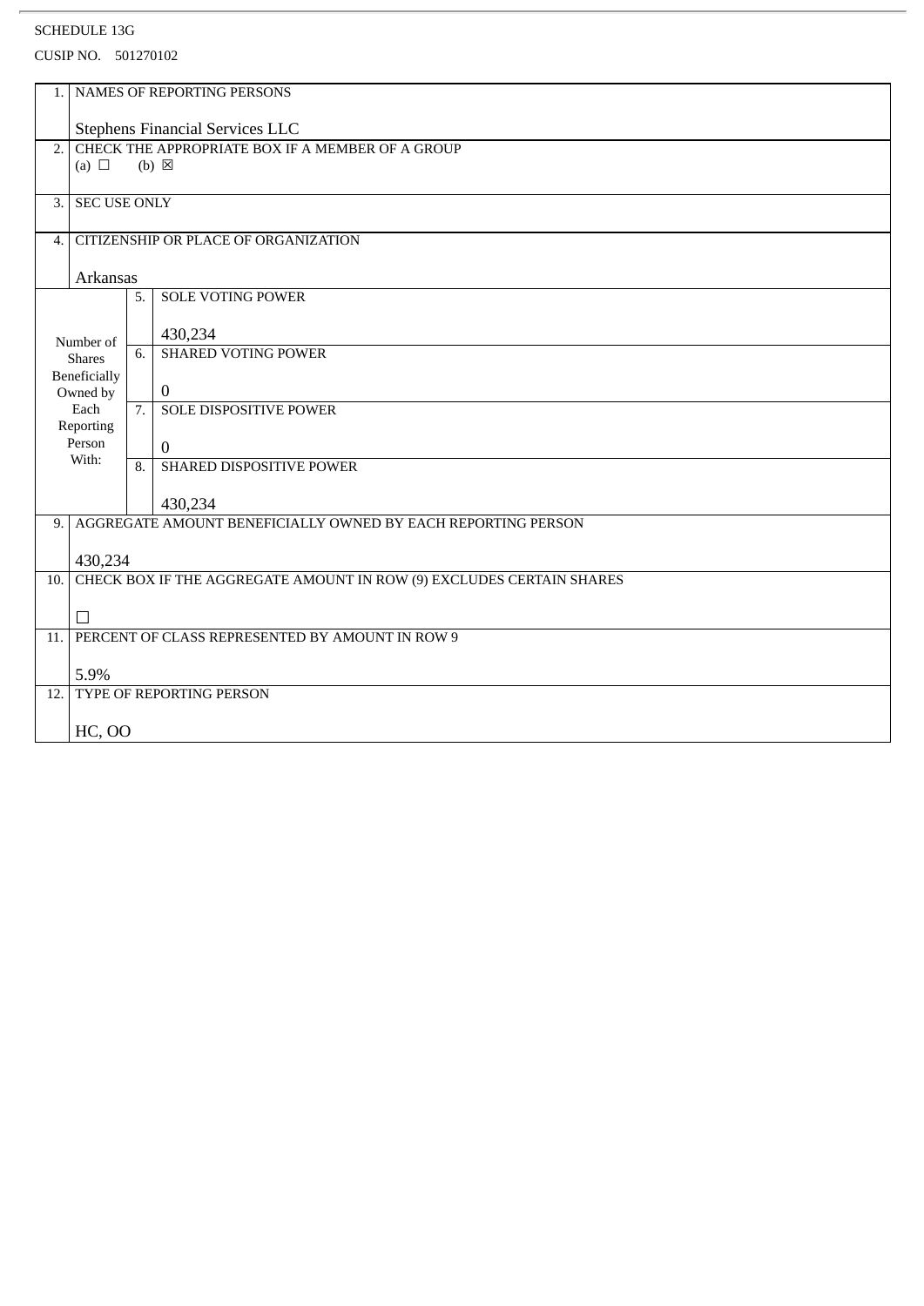SCHEDULE 13G

CUSIP NO. 501270102

| | | | |
|---|---|---|---|
| 1. | NAMES OF REPORTING PERSONS<br><br>Stephens Financial Services LLC | | |
| 2. | CHECK THE APPROPRIATE BOX IF A MEMBER OF A GROUP<br>(a) ☐ (b) ☒ | | |
| 3. | SEC USE ONLY | | |
| 4. | CITIZENSHIP OR PLACE OF ORGANIZATION<br><br>Arkansas | | |
| Number of Shares Beneficially Owned by Each Reporting Person With: | 5. | SOLE VOTING POWER<br><br>430,234 | |
| | 6. | SHARED VOTING POWER<br><br>0 | |
| | 7. | SOLE DISPOSITIVE POWER<br><br>0 | |
| | 8. | SHARED DISPOSITIVE POWER<br><br>430,234 | |
| 9. | AGGREGATE AMOUNT BENEFICIALLY OWNED BY EACH REPORTING PERSON<br><br>430,234 | | |
| 10. | CHECK BOX IF THE AGGREGATE AMOUNT IN ROW (9) EXCLUDES CERTAIN SHARES<br><br>☐ | | |
| 11. | PERCENT OF CLASS REPRESENTED BY AMOUNT IN ROW 9<br><br>5.9% | | |
| 12. | TYPE OF REPORTING PERSON<br><br>HC, OO | | |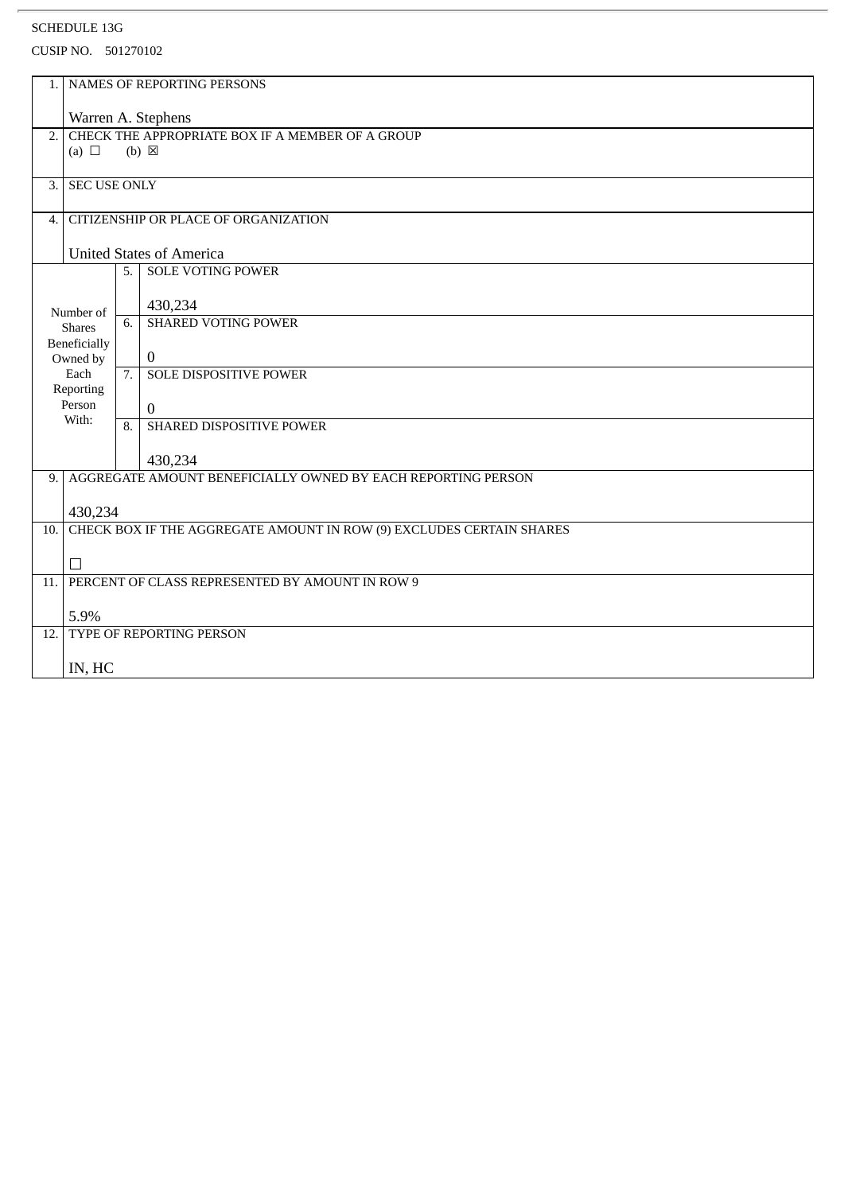SCHEDULE 13G

CUSIP NO. 501270102

| | | | |
|---|---|---|---|
| 1. | NAMES OF REPORTING PERSONS<br><br>Warren A. Stephens | | |
| 2. | CHECK THE APPROPRIATE BOX IF A MEMBER OF A GROUP<br>(a) ☐ (b) ☒ | | |
| 3. | SEC USE ONLY | | |
| 4. | CITIZENSHIP OR PLACE OF ORGANIZATION<br><br>United States of America | | |
| Number of Shares Beneficially Owned by Each Reporting Person With: | | 5. | SOLE VOTING POWER<br><br>430,234 |
| | | 6. | SHARED VOTING POWER<br><br>0 |
| | | 7. | SOLE DISPOSITIVE POWER<br><br>0 |
| | | 8. | SHARED DISPOSITIVE POWER<br><br>430,234 |
| 9. | AGGREGATE AMOUNT BENEFICIALLY OWNED BY EACH REPORTING PERSON<br><br>430,234 | | |
| 10. | CHECK BOX IF THE AGGREGATE AMOUNT IN ROW (9) EXCLUDES CERTAIN SHARES<br><br>☐ | | |
| 11. | PERCENT OF CLASS REPRESENTED BY AMOUNT IN ROW 9<br><br>5.9% | | |
| 12. | TYPE OF REPORTING PERSON<br><br>IN, HC | | |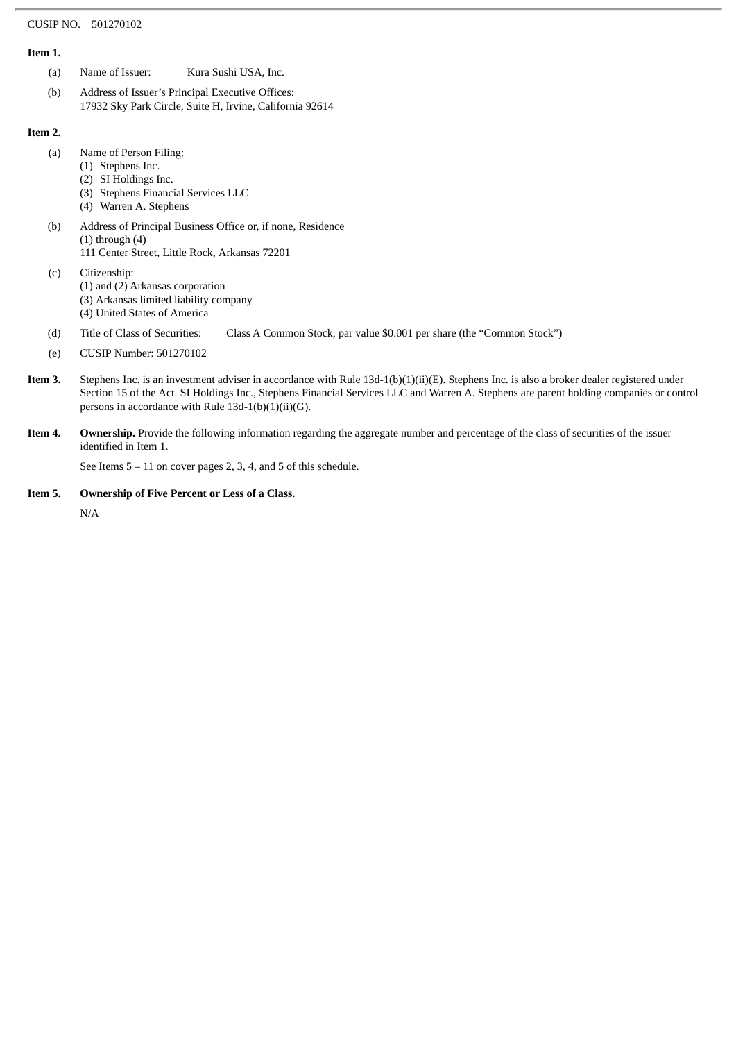CUSIP NO. 501270102

**Item 1.**

(a) Name of Issuer: Kura Sushi USA, Inc.

(b) Address of Issuer's Principal Executive Offices:
17932 Sky Park Circle, Suite H, Irvine, California 92614

**Item 2.**

(a) Name of Person Filing:
(1) Stephens Inc.
(2) SI Holdings Inc.
(3) Stephens Financial Services LLC
(4) Warren A. Stephens

(b) Address of Principal Business Office or, if none, Residence
(1) through (4)
111 Center Street, Little Rock, Arkansas 72201

(c) Citizenship:
(1) and (2) Arkansas corporation
(3) Arkansas limited liability company
(4) United States of America

(d) Title of Class of Securities: Class A Common Stock, par value $0.001 per share (the "Common Stock")

(e) CUSIP Number: 501270102

**Item 3.** Stephens Inc. is an investment adviser in accordance with Rule 13d-1(b)(1)(ii)(E). Stephens Inc. is also a broker dealer registered under Section 15 of the Act. SI Holdings Inc., Stephens Financial Services LLC and Warren A. Stephens are parent holding companies or control persons in accordance with Rule 13d-1(b)(1)(ii)(G).

**Item 4.** **Ownership.** Provide the following information regarding the aggregate number and percentage of the class of securities of the issuer identified in Item 1.

See Items 5 – 11 on cover pages 2, 3, 4, and 5 of this schedule.

**Item 5.** **Ownership of Five Percent or Less of a Class.**

N/A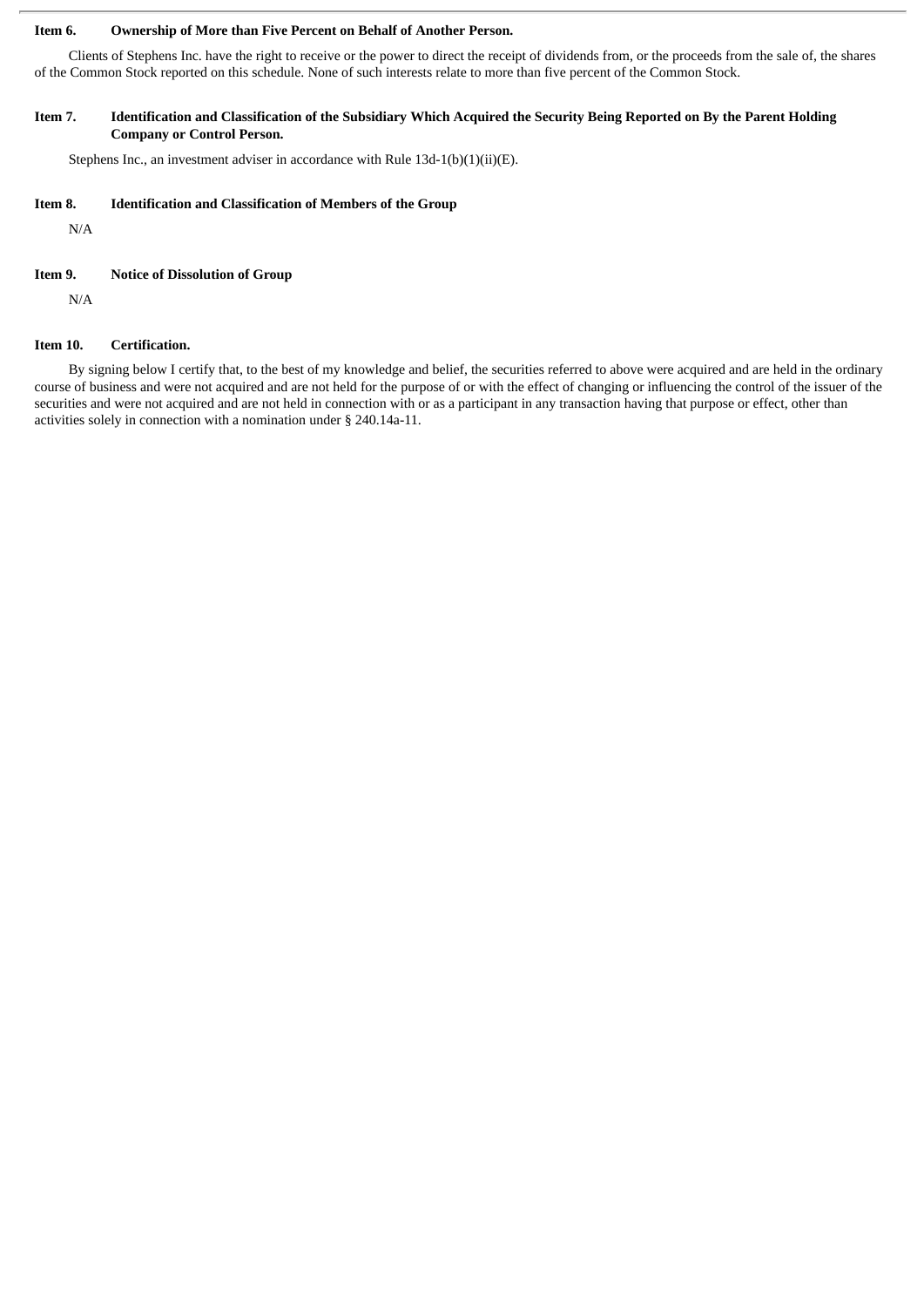**Item 6. Ownership of More than Five Percent on Behalf of Another Person.**

Clients of Stephens Inc. have the right to receive or the power to direct the receipt of dividends from, or the proceeds from the sale of, the shares of the Common Stock reported on this schedule. None of such interests relate to more than five percent of the Common Stock.

**Item 7. Identification and Classification of the Subsidiary Which Acquired the Security Being Reported on By the Parent Holding Company or Control Person.**

Stephens Inc., an investment adviser in accordance with Rule 13d-1(b)(1)(ii)(E).

**Item 8. Identification and Classification of Members of the Group**

N/A

**Item 9. Notice of Dissolution of Group**

N/A

**Item 10. Certification.**

By signing below I certify that, to the best of my knowledge and belief, the securities referred to above were acquired and are held in the ordinary course of business and were not acquired and are not held for the purpose of or with the effect of changing or influencing the control of the issuer of the securities and were not acquired and are not held in connection with or as a participant in any transaction having that purpose or effect, other than activities solely in connection with a nomination under § 240.14a-11.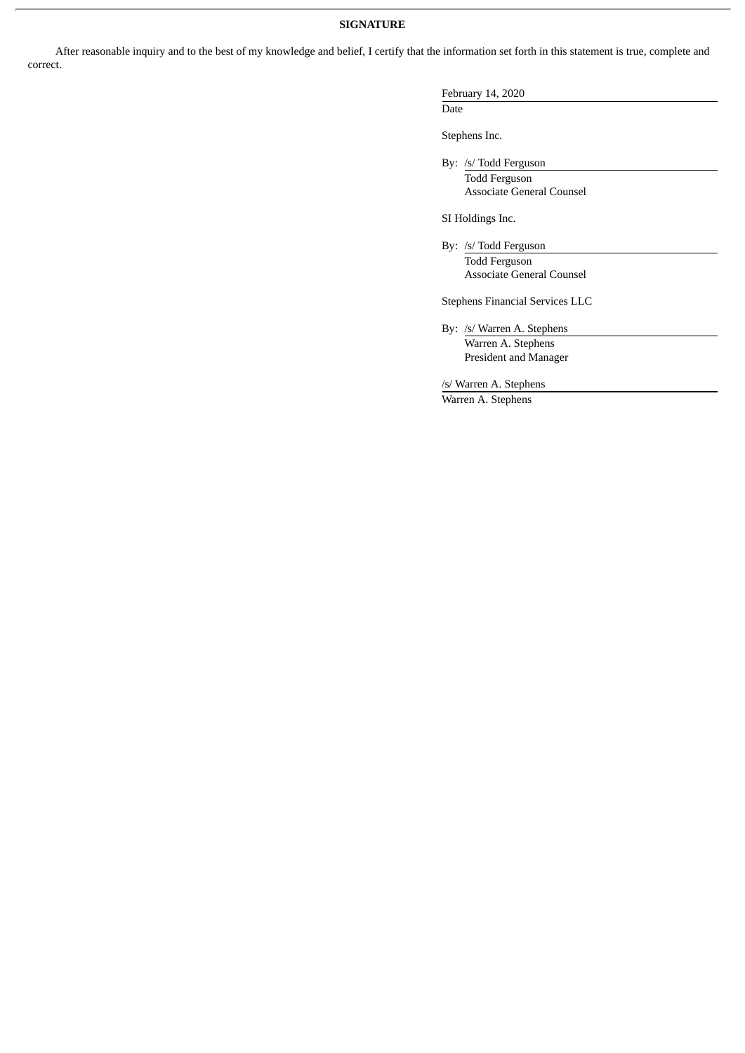**SIGNATURE**

After reasonable inquiry and to the best of my knowledge and belief, I certify that the information set forth in this statement is true, complete and correct.

February 14, 2020

Date

Stephens Inc.

By: /s/ Todd Ferguson

Todd Ferguson

Associate General Counsel

SI Holdings Inc.

By: /s/ Todd Ferguson

Todd Ferguson

Associate General Counsel

Stephens Financial Services LLC

By: /s/ Warren A. Stephens

Warren A. Stephens

President and Manager

/s/ Warren A. Stephens

Warren A. Stephens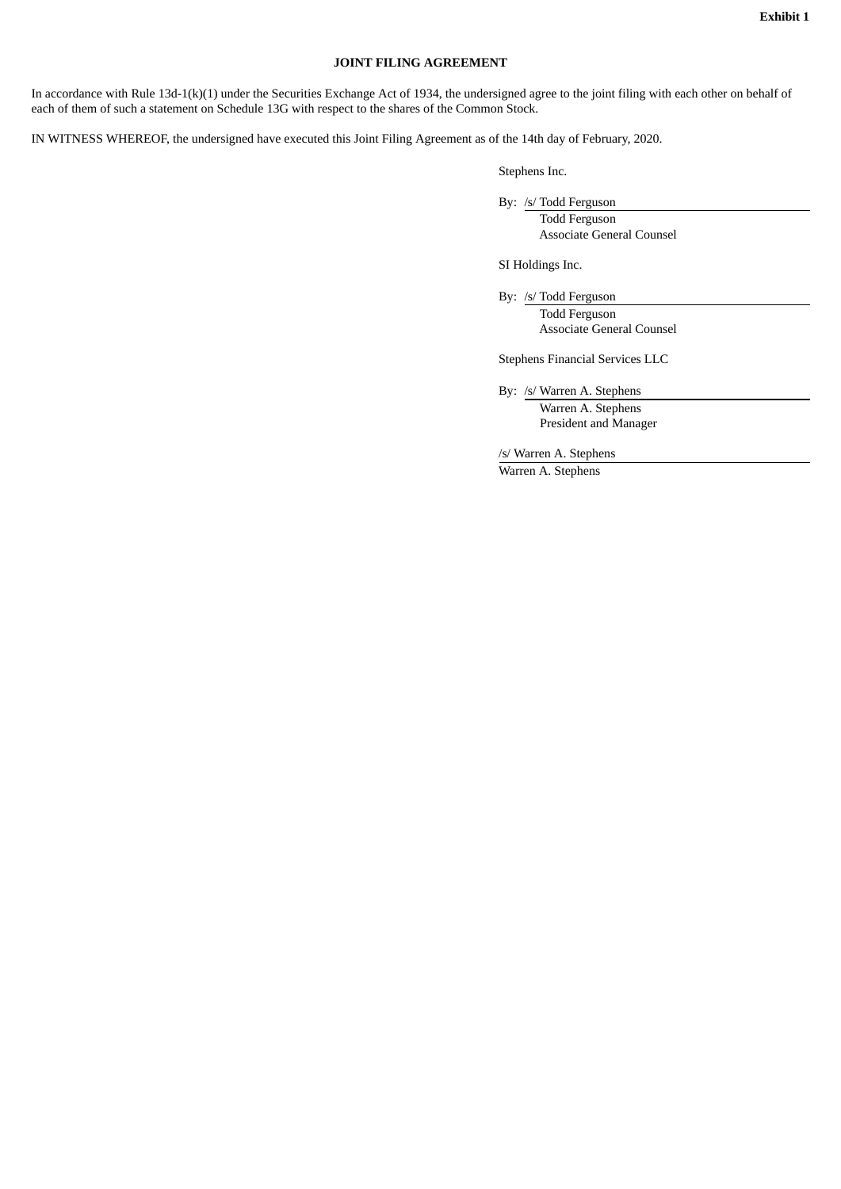**Exhibit 1**

**JOINT FILING AGREEMENT**

In accordance with Rule 13d-1(k)(1) under the Securities Exchange Act of 1934, the undersigned agree to the joint filing with each other on behalf of each of them of such a statement on Schedule 13G with respect to the shares of the Common Stock.

IN WITNESS WHEREOF, the undersigned have executed this Joint Filing Agreement as of the 14th day of February, 2020.

Stephens Inc.

By: /s/ Todd Ferguson
Todd Ferguson
Associate General Counsel

SI Holdings Inc.

By: /s/ Todd Ferguson
Todd Ferguson
Associate General Counsel

Stephens Financial Services LLC

By: /s/ Warren A. Stephens
Warren A. Stephens
President and Manager

/s/ Warren A. Stephens
Warren A. Stephens